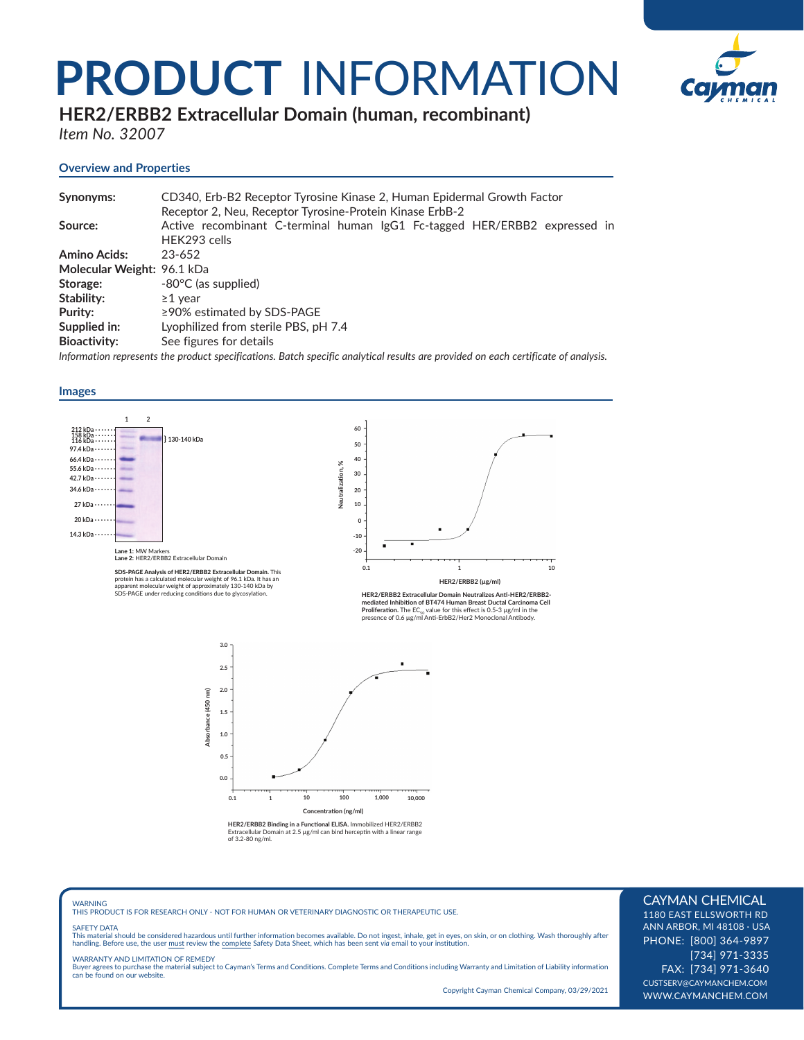# PRODUCT INFORMATION

## HER2/ERBB2 Extracellular Domain (human, recombinant)

*Item No. 32007*

### Overview and Properties

| | |
|---|---|
| **Synonyms:** | CD340, Erb-B2 Receptor Tyrosine Kinase 2, Human Epidermal Growth Factor Receptor 2, Neu, Receptor Tyrosine-Protein Kinase ErbB-2 |
| **Source:** | Active recombinant C-terminal human IgG1 Fc-tagged HER/ERBB2 expressed in HEK293 cells |
| **Amino Acids:** | 23-652 |
| **Molecular Weight:** | 96.1 kDa |
| **Storage:** | -80°C (as supplied) |
| **Stability:** | ≥1 year |
| **Purity:** | ≥90% estimated by SDS-PAGE |
| **Supplied in:** | Lyophilized from sterile PBS, pH 7.4 |
| **Bioactivity:** | See figures for details |

*Information represents the product specifications. Batch specific analytical results are provided on each certificate of analysis.*

### Images

**Lane 1:** MW Markers
**Lane 2:** HER2/ERBB2 Extracellular Domain

**SDS-PAGE Analysis of HER2/ERBB2 Extracellular Domain.** This protein has a calculated molecular weight of 96.1 kDa. It has an apparent molecular weight of approximately 130-140 kDa by SDS-PAGE under reducing conditions due to glycosylation.

**HER2/ERBB2 Extracellular Domain Neutralizes Anti-HER2/ERBB2-mediated Inhibition of BT474 Human Breast Ductal Carcinoma Cell Proliferation.** The $EC_{50}$ value for this effect is 0.5-3 µg/ml in the presence of 0.6 µg/ml Anti-ErbB2/Her2 Monoclonal Antibody.

**HER2/ERBB2 Binding in a Functional ELISA.** Immobilized HER2/ERBB2 Extracellular Domain at 2.5 µg/ml can bind herceptin with a linear range of 3.2-80 ng/ml.

WARNING
THIS PRODUCT IS FOR RESEARCH ONLY - NOT FOR HUMAN OR VETERINARY DIAGNOSTIC OR THERAPEUTIC USE.

SAFETY DATA
This material should be considered hazardous until further information becomes available. Do not ingest, inhale, get in eyes, on skin, or on clothing. Wash thoroughly after handling. Before use, the user must review the complete Safety Data Sheet, which has been sent *via* email to your institution.

WARRANTY AND LIMITATION OF REMEDY
Buyer agrees to purchase the material subject to Cayman's Terms and Conditions. Complete Terms and Conditions including Warranty and Limitation of Liability information can be found on our website.

Copyright Cayman Chemical Company, 03/29/2021

CAYMAN CHEMICAL
1180 EAST ELLSWORTH RD
ANN ARBOR, MI 48108 · USA
PHONE: [800] 364-9897
[734] 971-3335
FAX: [734] 971-3640
CUSTSERV@CAYMANCHEM.COM
WWW.CAYMANCHEM.COM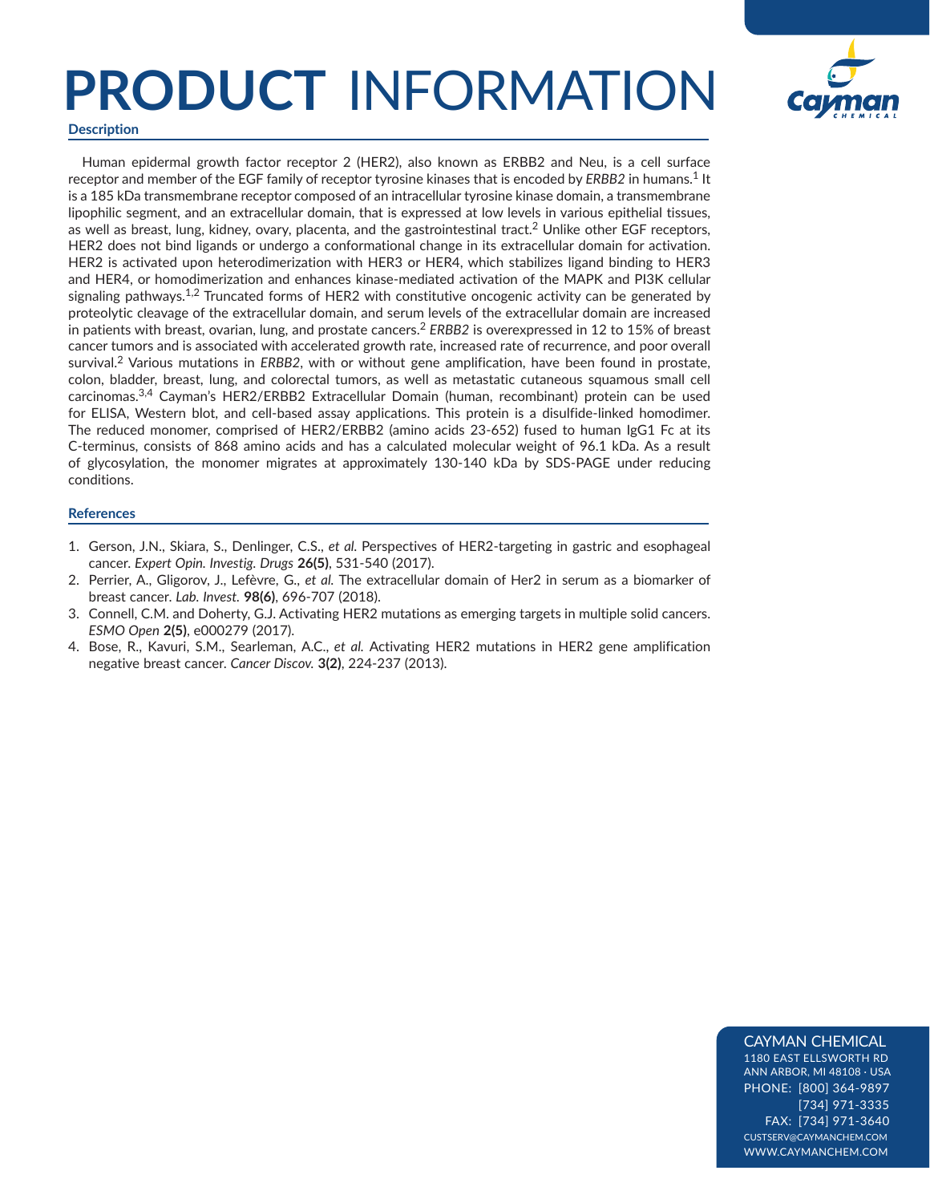# **PRODUCT** INFORMATION

### Description

Human epidermal growth factor receptor 2 (HER2), also known as ERBB2 and Neu, is a cell surface receptor and member of the EGF family of receptor tyrosine kinases that is encoded by *ERBB2* in humans.[1] It is a 185 kDa transmembrane receptor composed of an intracellular tyrosine kinase domain, a transmembrane lipophilic segment, and an extracellular domain, that is expressed at low levels in various epithelial tissues, as well as breast, lung, kidney, ovary, placenta, and the gastrointestinal tract.[2] Unlike other EGF receptors, HER2 does not bind ligands or undergo a conformational change in its extracellular domain for activation. HER2 is activated upon heterodimerization with HER3 or HER4, which stabilizes ligand binding to HER3 and HER4, or homodimerization and enhances kinase-mediated activation of the MAPK and PI3K cellular signaling pathways.[1,2] Truncated forms of HER2 with constitutive oncogenic activity can be generated by proteolytic cleavage of the extracellular domain, and serum levels of the extracellular domain are increased in patients with breast, ovarian, lung, and prostate cancers.[2] *ERBB2* is overexpressed in 12 to 15% of breast cancer tumors and is associated with accelerated growth rate, increased rate of recurrence, and poor overall survival.[2] Various mutations in *ERBB2*, with or without gene amplification, have been found in prostate, colon, bladder, breast, lung, and colorectal tumors, as well as metastatic cutaneous squamous small cell carcinomas.[3,4] Cayman's HER2/ERBB2 Extracellular Domain (human, recombinant) protein can be used for ELISA, Western blot, and cell-based assay applications. This protein is a disulfide-linked homodimer. The reduced monomer, comprised of HER2/ERBB2 (amino acids 23-652) fused to human IgG1 Fc at its C-terminus, consists of 868 amino acids and has a calculated molecular weight of 96.1 kDa. As a result of glycosylation, the monomer migrates at approximately 130-140 kDa by SDS-PAGE under reducing conditions.

### References

1. Gerson, J.N., Skiara, S., Denlinger, C.S., *et al.* Perspectives of HER2-targeting in gastric and esophageal cancer. *Expert Opin. Investig. Drugs* **26(5)**, 531-540 (2017).
2. Perrier, A., Gligorov, J., Lefèvre, G., *et al.* The extracellular domain of Her2 in serum as a biomarker of breast cancer. *Lab. Invest.* **98(6)**, 696-707 (2018).
3. Connell, C.M. and Doherty, G.J. Activating HER2 mutations as emerging targets in multiple solid cancers. *ESMO Open* **2(5)**, e000279 (2017).
4. Bose, R., Kavuri, S.M., Searleman, A.C., *et al.* Activating HER2 mutations in HER2 gene amplification negative breast cancer. *Cancer Discov.* **3(2)**, 224-237 (2013).

CAYMAN CHEMICAL
1180 EAST ELLSWORTH RD
ANN ARBOR, MI 48108 · USA
PHONE: [800] 364-9897
[734] 971-3335
FAX: [734] 971-3640
CUSTSERV@CAYMANCHEM.COM
WWW.CAYMANCHEM.COM